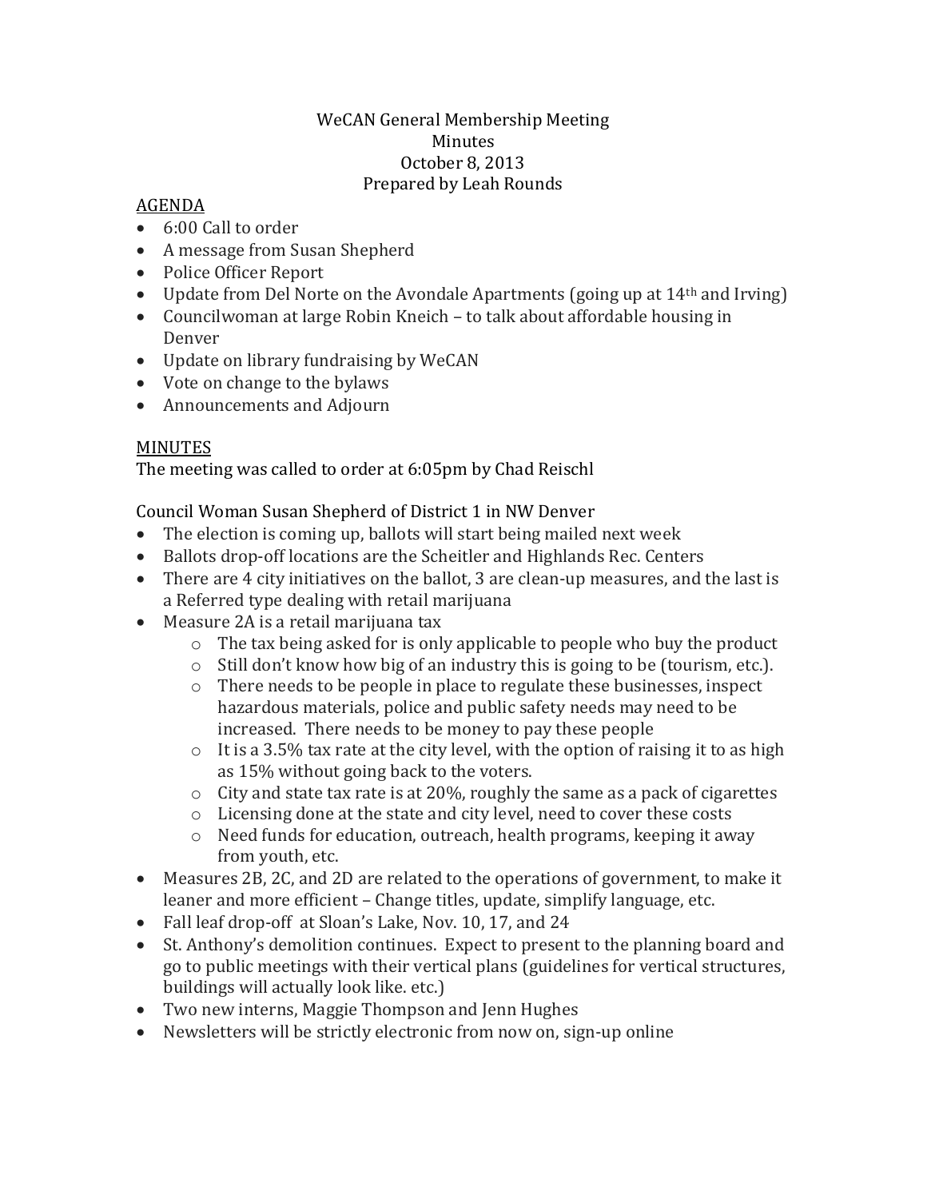# WeCAN General Membership Meeting

## Minutes

### October 8, 2013

### Prepared by Leah Rounds

AGENDA

- 6:00 Call to order
- A message from Susan Shepherd
- Police Officer Report
- Update from Del Norte on the Avondale Apartments (going up at 14th and Irving)
- Councilwoman at large Robin Kneich – to talk about affordable housing in Denver
- Update on library fundraising by WeCAN
- Vote on change to the bylaws
- Announcements and Adjourn

MINUTES

The meeting was called to order at 6:05pm by Chad Reischl

Council Woman Susan Shepherd of District 1 in NW Denver

- The election is coming up, ballots will start being mailed next week
- Ballots drop-off locations are the Scheitler and Highlands Rec. Centers
- There are 4 city initiatives on the ballot, 3 are clean-up measures, and the last is a Referred type dealing with retail marijuana
- Measure 2A is a retail marijuana tax
    - The tax being asked for is only applicable to people who buy the product
    - Still don't know how big of an industry this is going to be (tourism, etc.).
    - There needs to be people in place to regulate these businesses, inspect hazardous materials, police and public safety needs may need to be increased. There needs to be money to pay these people
    - It is a 3.5% tax rate at the city level, with the option of raising it to as high as 15% without going back to the voters.
    - City and state tax rate is at 20%, roughly the same as a pack of cigarettes
    - Licensing done at the state and city level, need to cover these costs
    - Need funds for education, outreach, health programs, keeping it away from youth, etc.
- Measures 2B, 2C, and 2D are related to the operations of government, to make it leaner and more efficient – Change titles, update, simplify language, etc.
- Fall leaf drop-off at Sloan's Lake, Nov. 10, 17, and 24
- St. Anthony's demolition continues. Expect to present to the planning board and go to public meetings with their vertical plans (guidelines for vertical structures, buildings will actually look like. etc.)
- Two new interns, Maggie Thompson and Jenn Hughes
- Newsletters will be strictly electronic from now on, sign-up online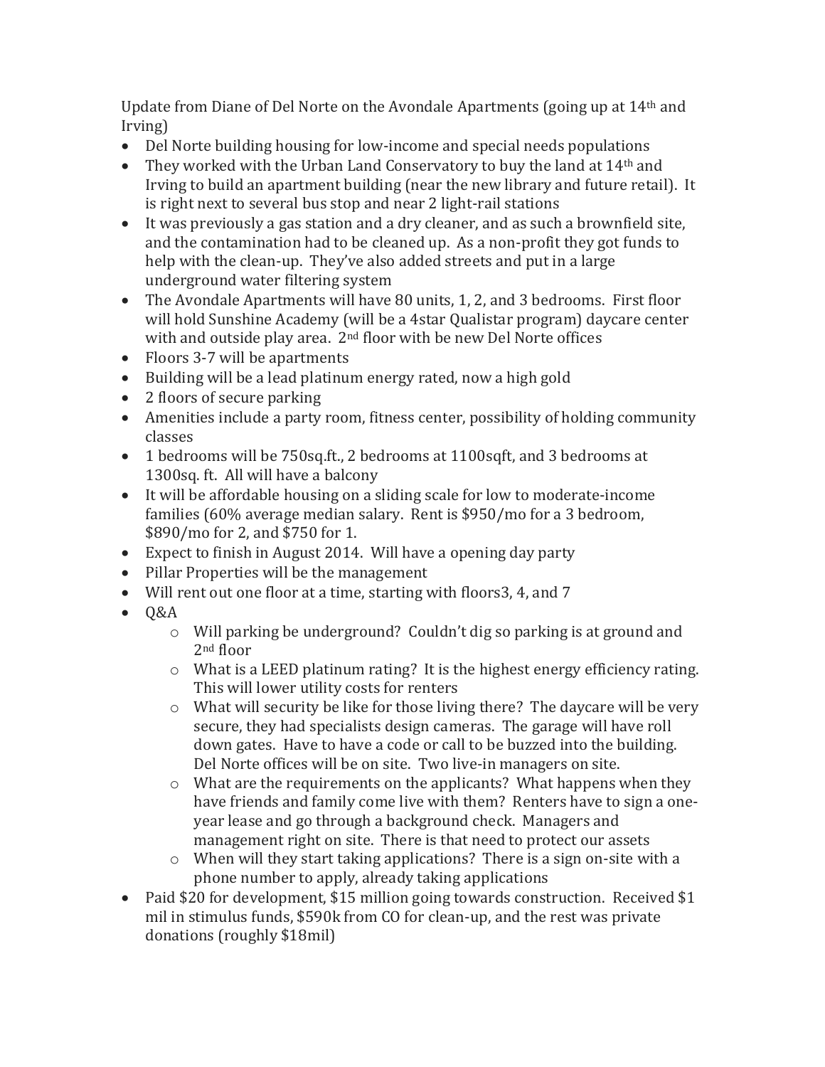Update from Diane of Del Norte on the Avondale Apartments (going up at 14th and Irving)

- Del Norte building housing for low-income and special needs populations
- They worked with the Urban Land Conservatory to buy the land at 14th and Irving to build an apartment building (near the new library and future retail). It is right next to several bus stop and near 2 light-rail stations
- It was previously a gas station and a dry cleaner, and as such a brownfield site, and the contamination had to be cleaned up. As a non-profit they got funds to help with the clean-up. They've also added streets and put in a large underground water filtering system
- The Avondale Apartments will have 80 units, 1, 2, and 3 bedrooms. First floor will hold Sunshine Academy (will be a 4star Qualistar program) daycare center with and outside play area. 2nd floor with be new Del Norte offices
- Floors 3-7 will be apartments
- Building will be a lead platinum energy rated, now a high gold
- 2 floors of secure parking
- Amenities include a party room, fitness center, possibility of holding community classes
- 1 bedrooms will be 750sq.ft., 2 bedrooms at 1100sqft, and 3 bedrooms at 1300sq. ft. All will have a balcony
- It will be affordable housing on a sliding scale for low to moderate-income families (60% average median salary. Rent is $950/mo for a 3 bedroom, $890/mo for 2, and $750 for 1.
- Expect to finish in August 2014. Will have a opening day party
- Pillar Properties will be the management
- Will rent out one floor at a time, starting with floors3, 4, and 7
- Q&A
    - Will parking be underground? Couldn't dig so parking is at ground and 2nd floor
    - What is a LEED platinum rating? It is the highest energy efficiency rating. This will lower utility costs for renters
    - What will security be like for those living there? The daycare will be very secure, they had specialists design cameras. The garage will have roll down gates. Have to have a code or call to be buzzed into the building. Del Norte offices will be on site. Two live-in managers on site.
    - What are the requirements on the applicants? What happens when they have friends and family come live with them? Renters have to sign a one-year lease and go through a background check. Managers and management right on site. There is that need to protect our assets
    - When will they start taking applications? There is a sign on-site with a phone number to apply, already taking applications
- Paid $20 for development, $15 million going towards construction. Received $1 mil in stimulus funds, $590k from CO for clean-up, and the rest was private donations (roughly $18mil)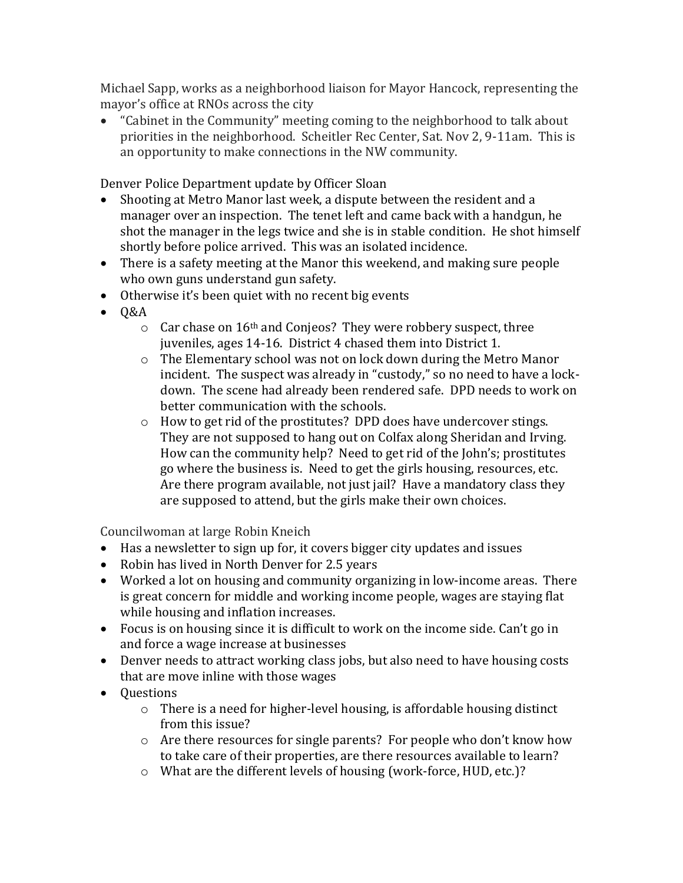Michael Sapp, works as a neighborhood liaison for Mayor Hancock, representing the mayor's office at RNOs across the city

- "Cabinet in the Community" meeting coming to the neighborhood to talk about priorities in the neighborhood. Scheitler Rec Center, Sat. Nov 2, 9-11am. This is an opportunity to make connections in the NW community.

Denver Police Department update by Officer Sloan

- Shooting at Metro Manor last week, a dispute between the resident and a manager over an inspection. The tenet left and came back with a handgun, he shot the manager in the legs twice and she is in stable condition. He shot himself shortly before police arrived. This was an isolated incidence.
- There is a safety meeting at the Manor this weekend, and making sure people who own guns understand gun safety.
- Otherwise it's been quiet with no recent big events
- Q&A
  - Car chase on 16th and Conjeos? They were robbery suspect, three juveniles, ages 14-16. District 4 chased them into District 1.
  - The Elementary school was not on lock down during the Metro Manor incident. The suspect was already in "custody," so no need to have a lock-down. The scene had already been rendered safe. DPD needs to work on better communication with the schools.
  - How to get rid of the prostitutes? DPD does have undercover stings. They are not supposed to hang out on Colfax along Sheridan and Irving. How can the community help? Need to get rid of the John's; prostitutes go where the business is. Need to get the girls housing, resources, etc. Are there program available, not just jail? Have a mandatory class they are supposed to attend, but the girls make their own choices.

Councilwoman at large Robin Kneich

- Has a newsletter to sign up for, it covers bigger city updates and issues
- Robin has lived in North Denver for 2.5 years
- Worked a lot on housing and community organizing in low-income areas. There is great concern for middle and working income people, wages are staying flat while housing and inflation increases.
- Focus is on housing since it is difficult to work on the income side. Can't go in and force a wage increase at businesses
- Denver needs to attract working class jobs, but also need to have housing costs that are move inline with those wages
- Questions
  - There is a need for higher-level housing, is affordable housing distinct from this issue?
  - Are there resources for single parents? For people who don't know how to take care of their properties, are there resources available to learn?
  - What are the different levels of housing (work-force, HUD, etc.)?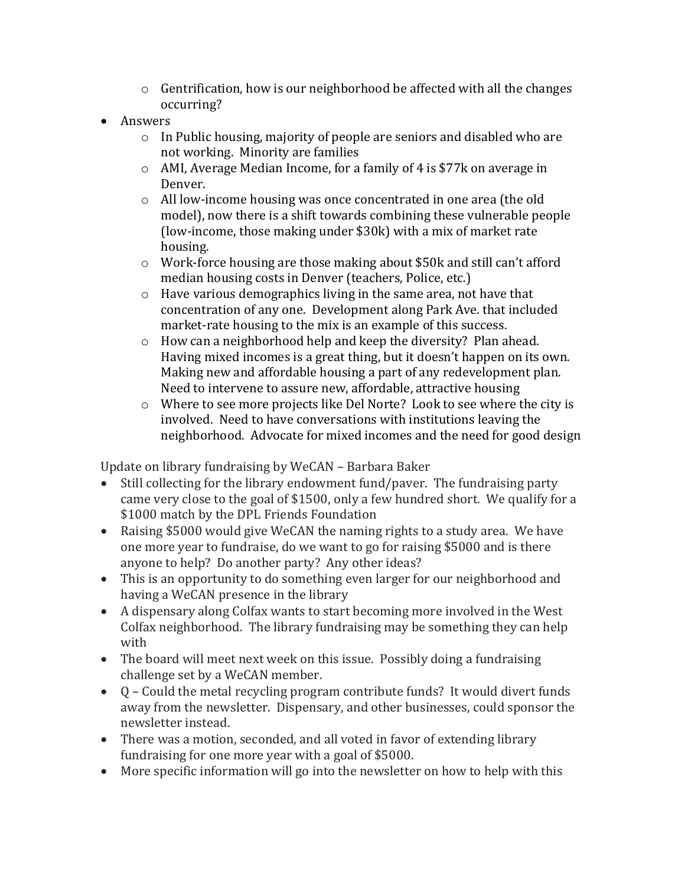- Gentrification, how is our neighborhood be affected with all the changes occurring?
- Answers
    - In Public housing, majority of people are seniors and disabled who are not working. Minority are families
    - AMI, Average Median Income, for a family of 4 is $77k on average in Denver.
    - All low-income housing was once concentrated in one area (the old model), now there is a shift towards combining these vulnerable people (low-income, those making under $30k) with a mix of market rate housing.
    - Work-force housing are those making about $50k and still can't afford median housing costs in Denver (teachers, Police, etc.)
    - Have various demographics living in the same area, not have that concentration of any one. Development along Park Ave. that included market-rate housing to the mix is an example of this success.
    - How can a neighborhood help and keep the diversity? Plan ahead. Having mixed incomes is a great thing, but it doesn't happen on its own. Making new and affordable housing a part of any redevelopment plan. Need to intervene to assure new, affordable, attractive housing
    - Where to see more projects like Del Norte? Look to see where the city is involved. Need to have conversations with institutions leaving the neighborhood. Advocate for mixed incomes and the need for good design

Update on library fundraising by WeCAN – Barbara Baker

- Still collecting for the library endowment fund/paver. The fundraising party came very close to the goal of $1500, only a few hundred short. We qualify for a $1000 match by the DPL Friends Foundation
- Raising $5000 would give WeCAN the naming rights to a study area. We have one more year to fundraise, do we want to go for raising $5000 and is there anyone to help? Do another party? Any other ideas?
- This is an opportunity to do something even larger for our neighborhood and having a WeCAN presence in the library
- A dispensary along Colfax wants to start becoming more involved in the West Colfax neighborhood. The library fundraising may be something they can help with
- The board will meet next week on this issue. Possibly doing a fundraising challenge set by a WeCAN member.
- Q – Could the metal recycling program contribute funds? It would divert funds away from the newsletter. Dispensary, and other businesses, could sponsor the newsletter instead.
- There was a motion, seconded, and all voted in favor of extending library fundraising for one more year with a goal of $5000.
- More specific information will go into the newsletter on how to help with this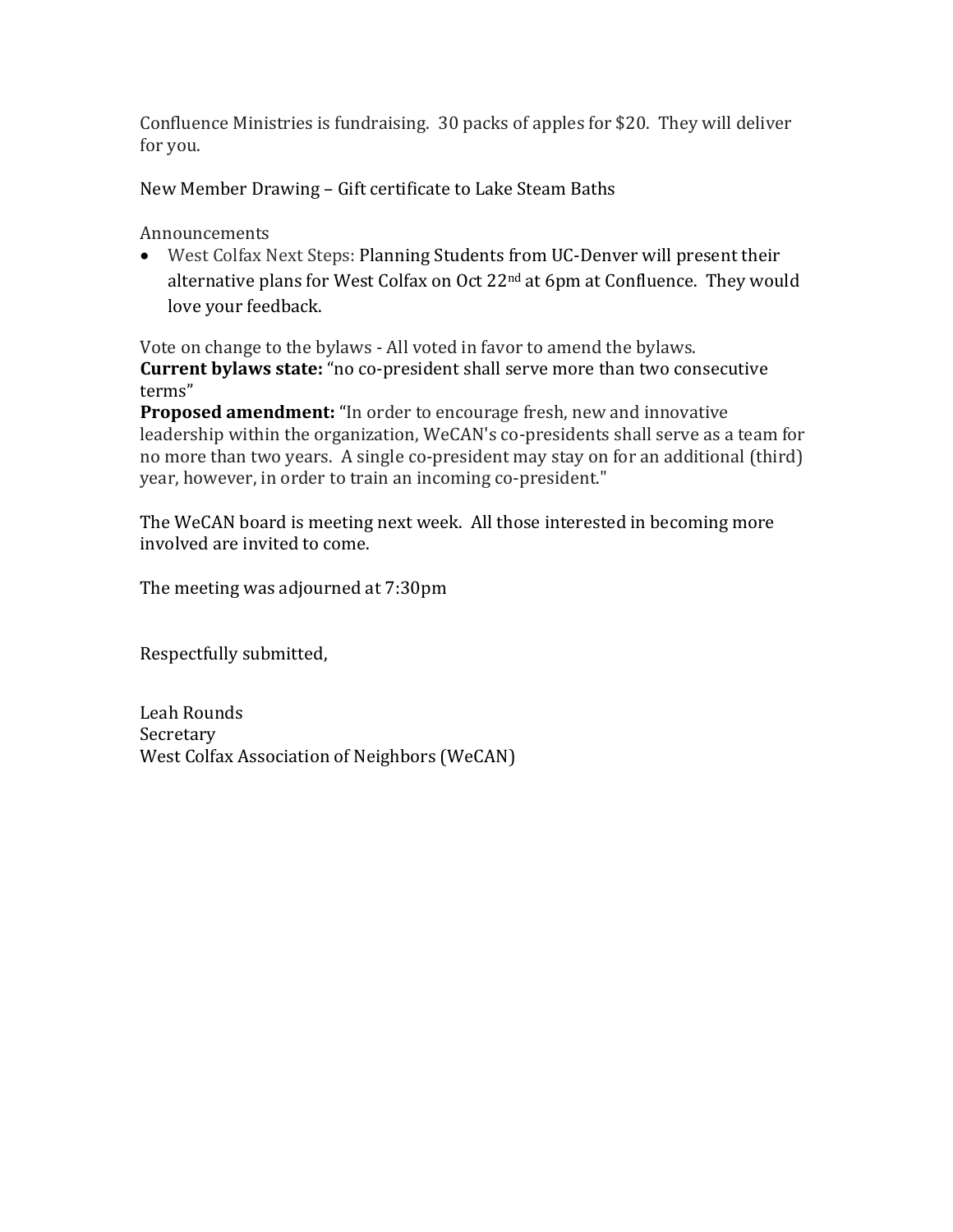Confluence Ministries is fundraising. 30 packs of apples for $20. They will deliver for you.

New Member Drawing – Gift certificate to Lake Steam Baths

Announcements

- West Colfax Next Steps: Planning Students from UC-Denver will present their alternative plans for West Colfax on Oct 22nd at 6pm at Confluence. They would love your feedback.

Vote on change to the bylaws - All voted in favor to amend the bylaws.
**Current bylaws state:** "no co-president shall serve more than two consecutive terms"
**Proposed amendment:** "In order to encourage fresh, new and innovative leadership within the organization, WeCAN's co-presidents shall serve as a team for no more than two years. A single co-president may stay on for an additional (third) year, however, in order to train an incoming co-president."

The WeCAN board is meeting next week. All those interested in becoming more involved are invited to come.

The meeting was adjourned at 7:30pm

Respectfully submitted,

Leah Rounds
Secretary
West Colfax Association of Neighbors (WeCAN)